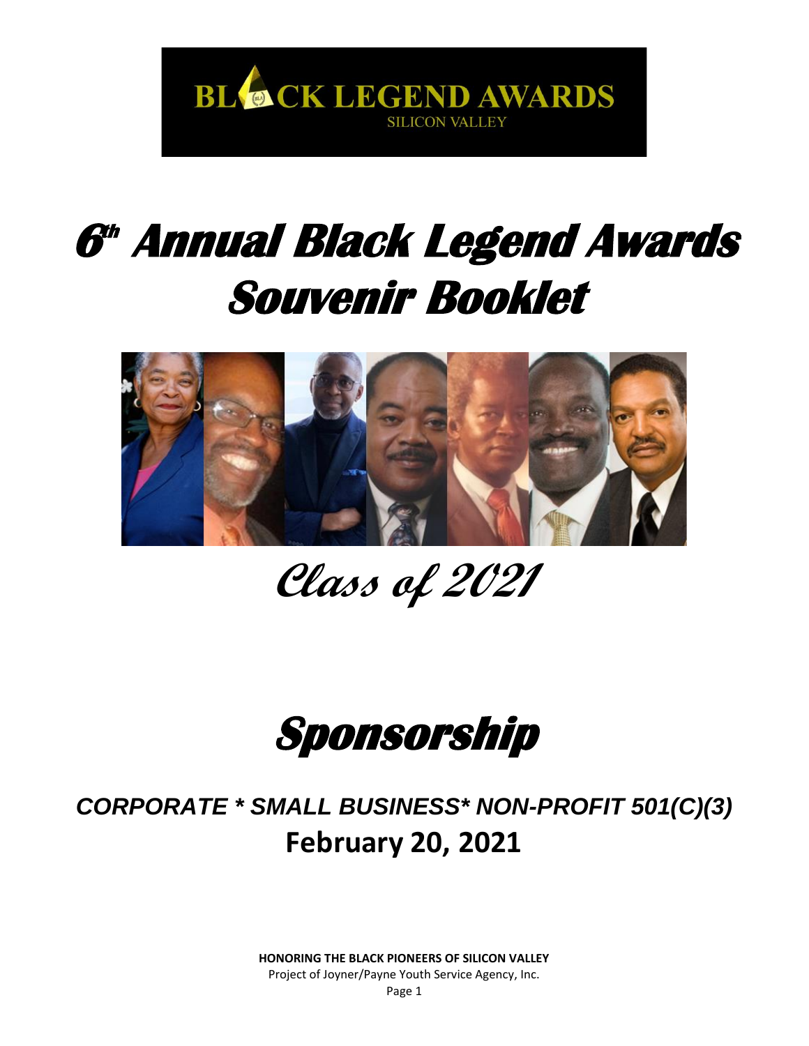BLACK LEGEND AWARDS
SILICON VALLEY

# 6th Annual Black Legend Awards Souvenir Booklet

## *Class of 2021*

# *Sponsorship*

***CORPORATE * SMALL BUSINESS* NON-PROFIT 501(C)(3)***

**February 20, 2021**

**HONORING THE BLACK PIONEERS OF SILICON VALLEY**

Project of Joyner/Payne Youth Service Agency, Inc.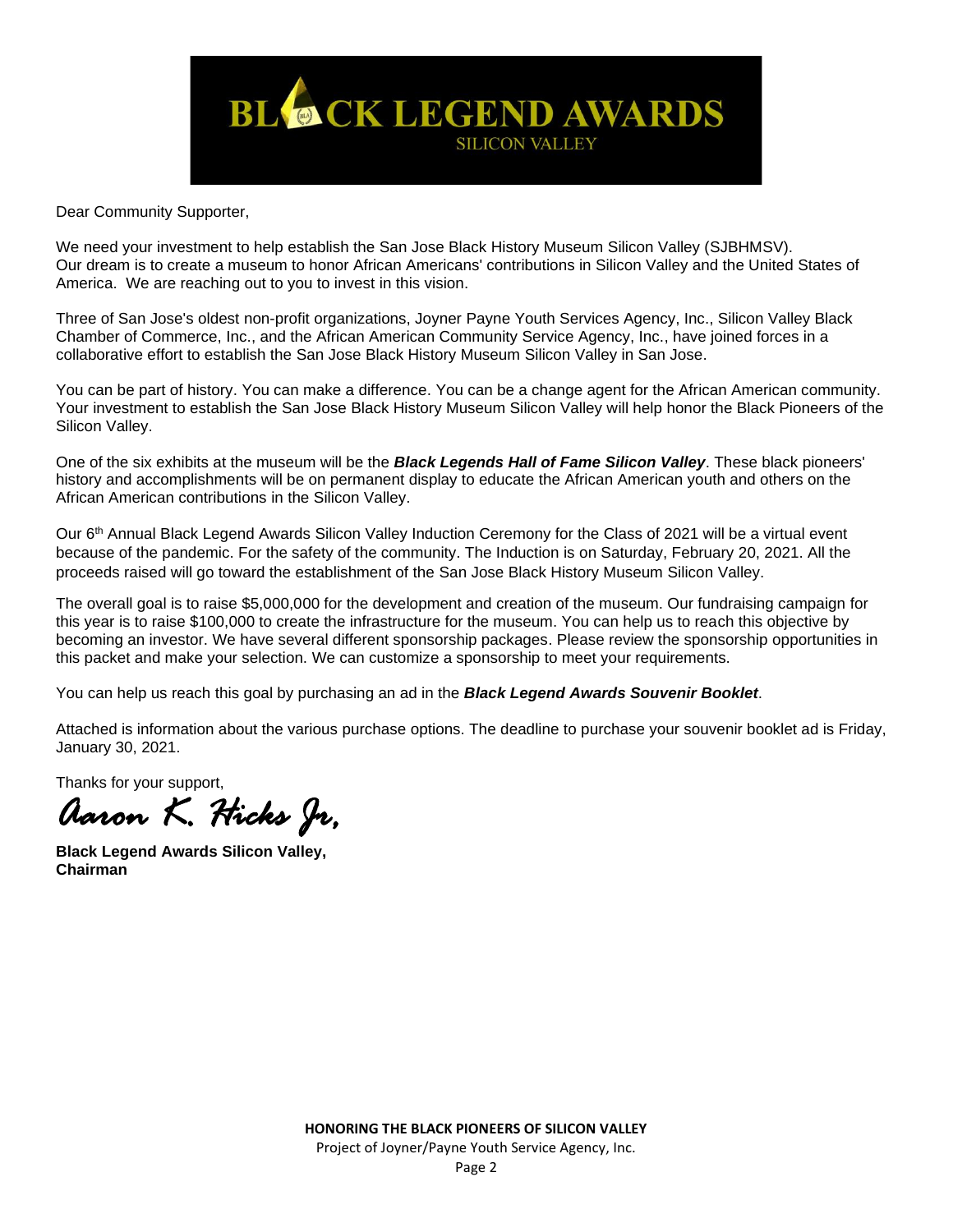# BLACK LEGEND AWARDS
SILICON VALLEY

Dear Community Supporter,

We need your investment to help establish the San Jose Black History Museum Silicon Valley (SJBHMSV). Our dream is to create a museum to honor African Americans' contributions in Silicon Valley and the United States of America. We are reaching out to you to invest in this vision.

Three of San Jose's oldest non-profit organizations, Joyner Payne Youth Services Agency, Inc., Silicon Valley Black Chamber of Commerce, Inc., and the African American Community Service Agency, Inc., have joined forces in a collaborative effort to establish the San Jose Black History Museum Silicon Valley in San Jose.

You can be part of history. You can make a difference. You can be a change agent for the African American community. Your investment to establish the San Jose Black History Museum Silicon Valley will help honor the Black Pioneers of the Silicon Valley.

One of the six exhibits at the museum will be the ***Black Legends Hall of Fame Silicon Valley***. These black pioneers' history and accomplishments will be on permanent display to educate the African American youth and others on the African American contributions in the Silicon Valley.

Our 6th Annual Black Legend Awards Silicon Valley Induction Ceremony for the Class of 2021 will be a virtual event because of the pandemic. For the safety of the community. The Induction is on Saturday, February 20, 2021. All the proceeds raised will go toward the establishment of the San Jose Black History Museum Silicon Valley.

The overall goal is to raise $5,000,000 for the development and creation of the museum. Our fundraising campaign for this year is to raise $100,000 to create the infrastructure for the museum. You can help us to reach this objective by becoming an investor. We have several different sponsorship packages. Please review the sponsorship opportunities in this packet and make your selection. We can customize a sponsorship to meet your requirements.

You can help us reach this goal by purchasing an ad in the ***Black Legend Awards Souvenir Booklet***.

Attached is information about the various purchase options. The deadline to purchase your souvenir booklet ad is Friday, January 30, 2021.

Thanks for your support,

*Aaron K. Hicks Jr,*

**Black Legend Awards Silicon Valley,**
**Chairman**

**HONORING THE BLACK PIONEERS OF SILICON VALLEY**
Project of Joyner/Payne Youth Service Agency, Inc.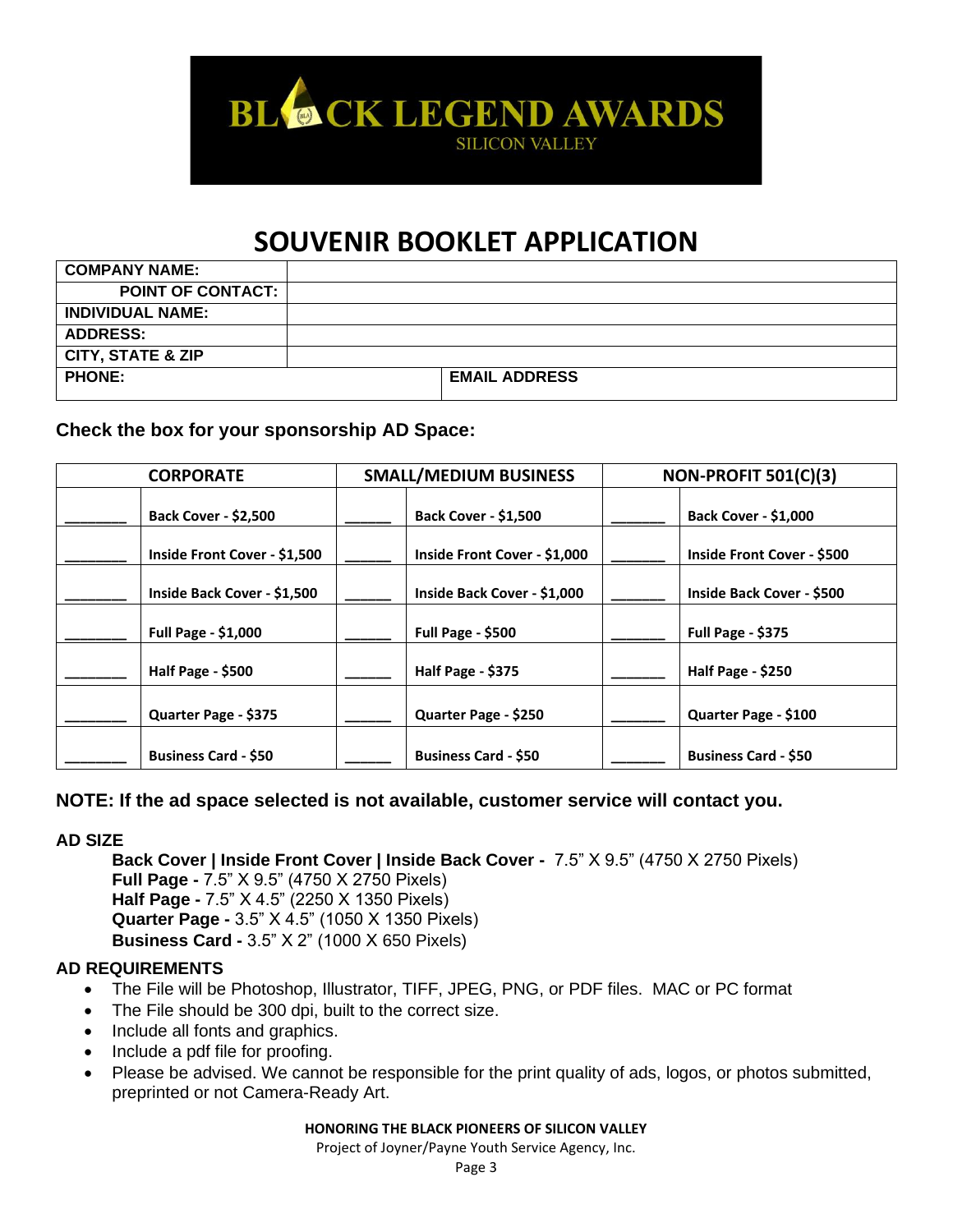# BLACK LEGEND AWARDS

SILICON VALLEY

# SOUVENIR BOOKLET APPLICATION

| COMPANY NAME: | | |
|---|---|---|
| POINT OF CONTACT: | | |
| INDIVIDUAL NAME: | | |
| ADDRESS: | | |
| CITY, STATE & ZIP | | |
| PHONE: | EMAIL ADDRESS | |

**Check the box for your sponsorship AD Space:**

| CORPORATE | | SMALL/MEDIUM BUSINESS | | NON-PROFIT 501(C)(3) | |
|---|---|---|---|---|---|
| ________ | **Back Cover - $2,500** | ______ | **Back Cover - $1,500** | _______ | **Back Cover - $1,000** |
| ________ | **Inside Front Cover - $1,500** | ______ | **Inside Front Cover - $1,000** | _______ | **Inside Front Cover - $500** |
| ________ | **Inside Back Cover - $1,500** | ______ | **Inside Back Cover - $1,000** | _______ | **Inside Back Cover - $500** |
| ________ | **Full Page - $1,000** | ______ | **Full Page - $500** | _______ | **Full Page - $375** |
| ________ | **Half Page - $500** | ______ | **Half Page - $375** | _______ | **Half Page - $250** |
| ________ | **Quarter Page - $375** | ______ | **Quarter Page - $250** | _______ | **Quarter Page - $100** |
| ________ | **Business Card - $50** | ______ | **Business Card - $50** | _______ | **Business Card - $50** |

**NOTE: If the ad space selected is not available, customer service will contact you.**

**AD SIZE**

**Back Cover | Inside Front Cover | Inside Back Cover -** 7.5" X 9.5" (4750 X 2750 Pixels)
**Full Page -** 7.5" X 9.5" (4750 X 2750 Pixels)
**Half Page -** 7.5" X 4.5" (2250 X 1350 Pixels)
**Quarter Page -** 3.5" X 4.5" (1050 X 1350 Pixels)
**Business Card -** 3.5" X 2" (1000 X 650 Pixels)

**AD REQUIREMENTS**

- The File will be Photoshop, Illustrator, TIFF, JPEG, PNG, or PDF files. MAC or PC format
- The File should be 300 dpi, built to the correct size.
- Include all fonts and graphics.
- Include a pdf file for proofing.
- Please be advised. We cannot be responsible for the print quality of ads, logos, or photos submitted, preprinted or not Camera-Ready Art.

**HONORING THE BLACK PIONEERS OF SILICON VALLEY**

Project of Joyner/Payne Youth Service Agency, Inc.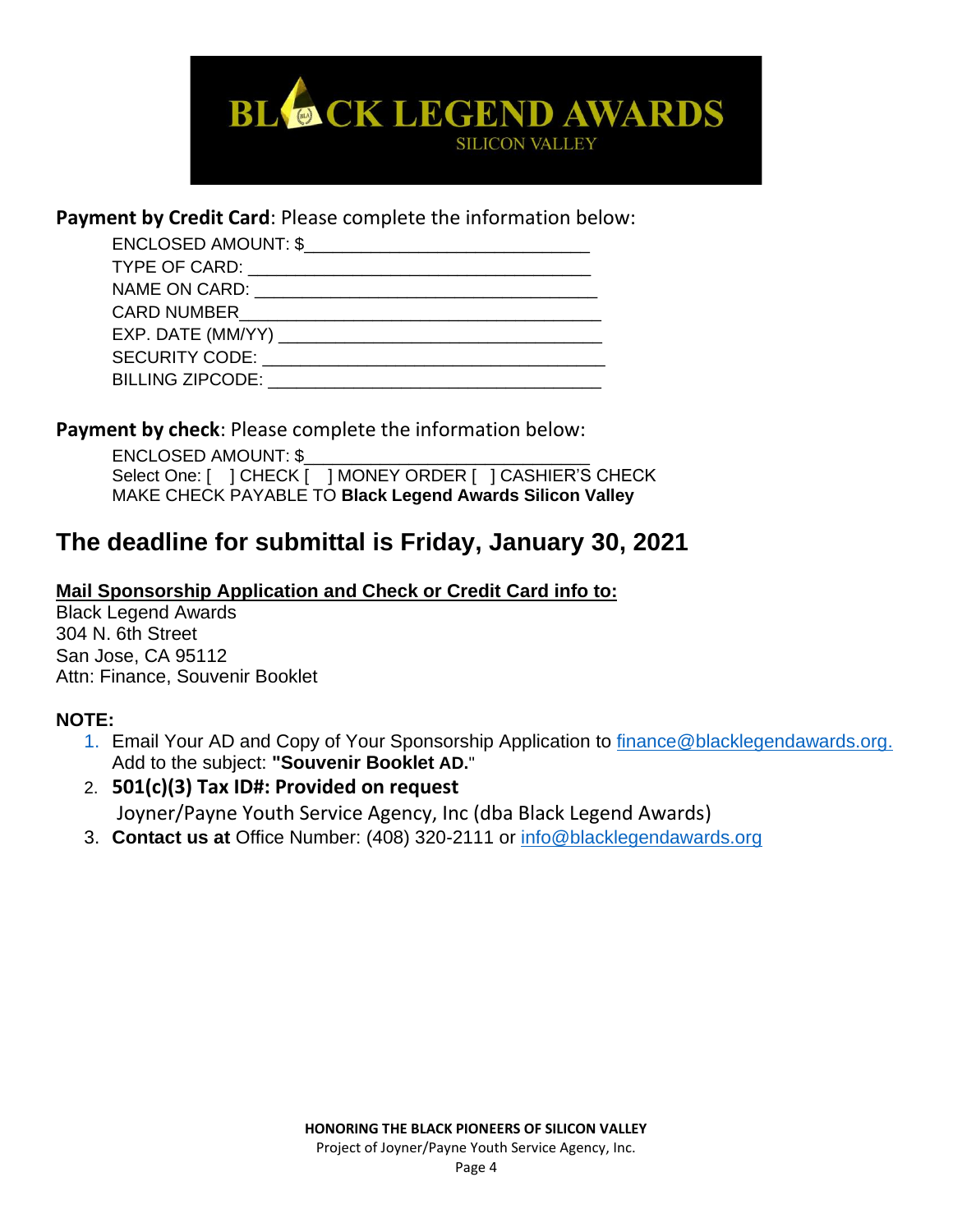**BLACK LEGEND AWARDS**
SILICON VALLEY

**Payment by Credit Card**: Please complete the information below:

ENCLOSED AMOUNT: $______________________________
TYPE OF CARD: ____________________________________
NAME ON CARD: ____________________________________
CARD NUMBER_______________________________________
EXP. DATE (MM/YY) _________________________________
SECURITY CODE: ____________________________________
BILLING ZIPCODE: __________________________________

**Payment by check**: Please complete the information below:

ENCLOSED AMOUNT: $______________________________
Select One: [ ] CHECK [ ] MONEY ORDER [ ] CASHIER'S CHECK
MAKE CHECK PAYABLE TO **Black Legend Awards Silicon Valley**

## The deadline for submittal is Friday, January 30, 2021

**Mail Sponsorship Application and Check or Credit Card info to:**

Black Legend Awards
304 N. 6th Street
San Jose, CA 95112
Attn: Finance, Souvenir Booklet

**NOTE:**

1. Email Your AD and Copy of Your Sponsorship Application to finance@blacklegendawards.org. Add to the subject: **"Souvenir Booklet AD.**"
2. **501(c)(3) Tax ID#: Provided on request**
   Joyner/Payne Youth Service Agency, Inc (dba Black Legend Awards)
3. **Contact us at** Office Number: (408) 320-2111 or info@blacklegendawards.org

**HONORING THE BLACK PIONEERS OF SILICON VALLEY**
Project of Joyner/Payne Youth Service Agency, Inc.